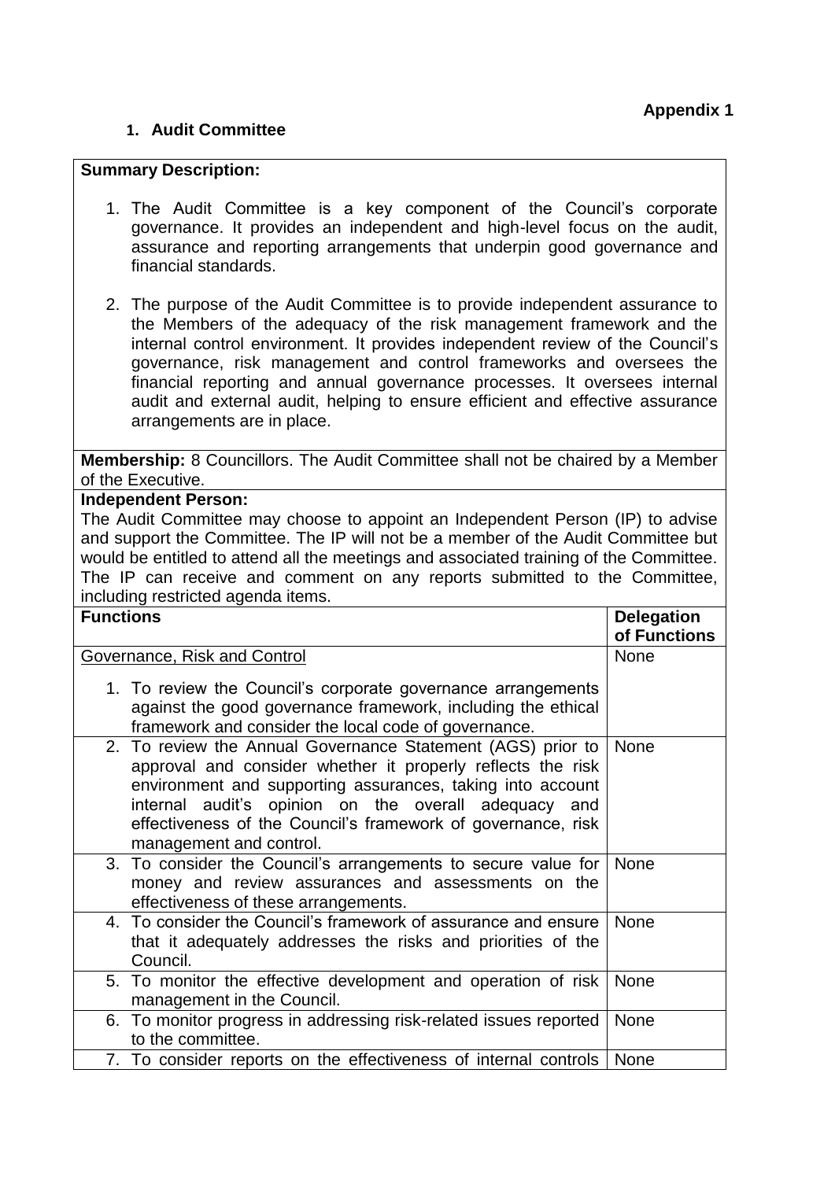**Appendix 1**

## 1. Audit Committee

**Summary Description:**

1. The Audit Committee is a key component of the Council's corporate governance. It provides an independent and high-level focus on the audit, assurance and reporting arrangements that underpin good governance and financial standards.

2. The purpose of the Audit Committee is to provide independent assurance to the Members of the adequacy of the risk management framework and the internal control environment. It provides independent review of the Council's governance, risk management and control frameworks and oversees the financial reporting and annual governance processes. It oversees internal audit and external audit, helping to ensure efficient and effective assurance arrangements are in place.

**Membership:** 8 Councillors. The Audit Committee shall not be chaired by a Member of the Executive.

**Independent Person:**
The Audit Committee may choose to appoint an Independent Person (IP) to advise and support the Committee. The IP will not be a member of the Audit Committee but would be entitled to attend all the meetings and associated training of the Committee. The IP can receive and comment on any reports submitted to the Committee, including restricted agenda items.

| Functions | Delegation of Functions |
|---|---|
| Governance, Risk and Control<br><br>1. To review the Council's corporate governance arrangements against the good governance framework, including the ethical framework and consider the local code of governance. | None |
| 2. To review the Annual Governance Statement (AGS) prior to approval and consider whether it properly reflects the risk environment and supporting assurances, taking into account internal audit's opinion on the overall adequacy and effectiveness of the Council's framework of governance, risk management and control. | None |
| 3. To consider the Council's arrangements to secure value for money and review assurances and assessments on the effectiveness of these arrangements. | None |
| 4. To consider the Council's framework of assurance and ensure that it adequately addresses the risks and priorities of the Council. | None |
| 5. To monitor the effective development and operation of risk management in the Council. | None |
| 6. To monitor progress in addressing risk-related issues reported to the committee. | None |
| 7. To consider reports on the effectiveness of internal controls | None |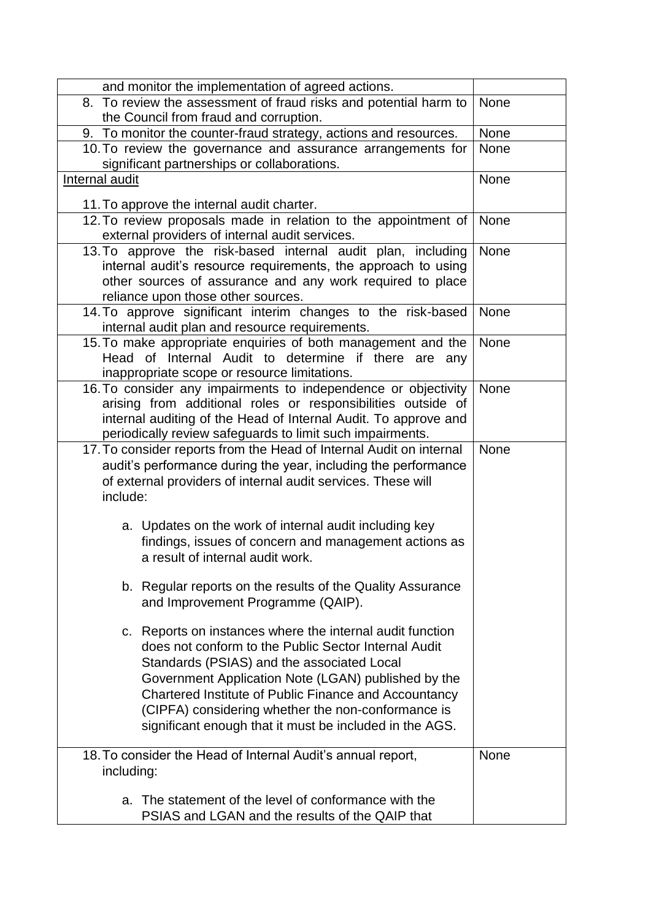| | |
|---|---|
| and monitor the implementation of agreed actions. | |
| 8. To review the assessment of fraud risks and potential harm to the Council from fraud and corruption. | None |
| 9. To monitor the counter-fraud strategy, actions and resources. | None |
| 10. To review the governance and assurance arrangements for significant partnerships or collaborations. | None |
| Internal audit<br><br>11. To approve the internal audit charter. | None |
| 12. To review proposals made in relation to the appointment of external providers of internal audit services. | None |
| 13. To approve the risk-based internal audit plan, including internal audit's resource requirements, the approach to using other sources of assurance and any work required to place reliance upon those other sources. | None |
| 14. To approve significant interim changes to the risk-based internal audit plan and resource requirements. | None |
| 15. To make appropriate enquiries of both management and the Head of Internal Audit to determine if there are any inappropriate scope or resource limitations. | None |
| 16. To consider any impairments to independence or objectivity arising from additional roles or responsibilities outside of internal auditing of the Head of Internal Audit. To approve and periodically review safeguards to limit such impairments. | None |
| 17. To consider reports from the Head of Internal Audit on internal audit's performance during the year, including the performance of external providers of internal audit services. These will include:<br><br>a. Updates on the work of internal audit including key findings, issues of concern and management actions as a result of internal audit work.<br><br>b. Regular reports on the results of the Quality Assurance and Improvement Programme (QAIP).<br><br>c. Reports on instances where the internal audit function does not conform to the Public Sector Internal Audit Standards (PSIAS) and the associated Local Government Application Note (LGAN) published by the Chartered Institute of Public Finance and Accountancy (CIPFA) considering whether the non-conformance is significant enough that it must be included in the AGS. | None |
| 18. To consider the Head of Internal Audit's annual report, including:<br><br>a. The statement of the level of conformance with the PSIAS and LGAN and the results of the QAIP that | None |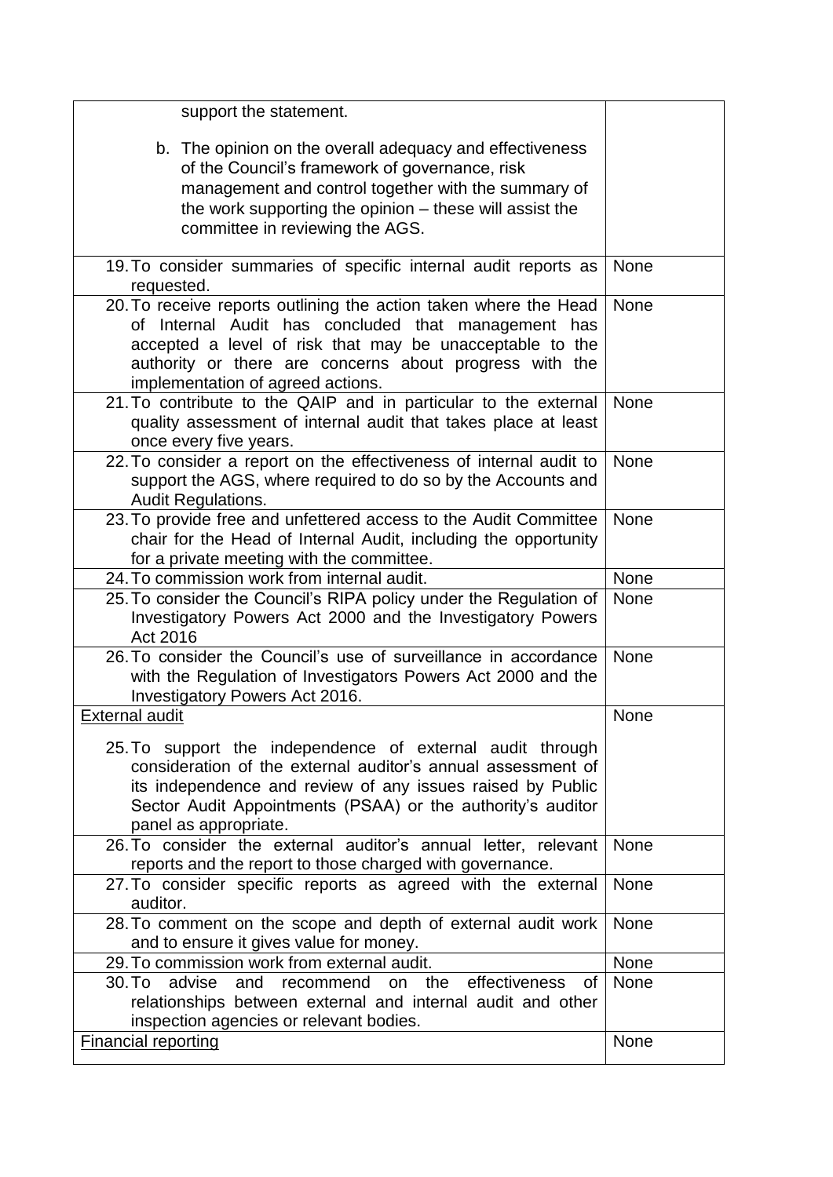| | |
|---|---|
| support the statement.<br><br>b. The opinion on the overall adequacy and effectiveness of the Council's framework of governance, risk management and control together with the summary of the work supporting the opinion – these will assist the committee in reviewing the AGS. | |
| 19. To consider summaries of specific internal audit reports as requested. | None |
| 20. To receive reports outlining the action taken where the Head of Internal Audit has concluded that management has accepted a level of risk that may be unacceptable to the authority or there are concerns about progress with the implementation of agreed actions. | None |
| 21. To contribute to the QAIP and in particular to the external quality assessment of internal audit that takes place at least once every five years. | None |
| 22. To consider a report on the effectiveness of internal audit to support the AGS, where required to do so by the Accounts and Audit Regulations. | None |
| 23. To provide free and unfettered access to the Audit Committee chair for the Head of Internal Audit, including the opportunity for a private meeting with the committee. | None |
| 24. To commission work from internal audit. | None |
| 25. To consider the Council's RIPA policy under the Regulation of Investigatory Powers Act 2000 and the Investigatory Powers Act 2016 | None |
| 26. To consider the Council's use of surveillance in accordance with the Regulation of Investigators Powers Act 2000 and the Investigatory Powers Act 2016. | None |
| <u>External audit</u><br><br>25. To support the independence of external audit through consideration of the external auditor's annual assessment of its independence and review of any issues raised by Public Sector Audit Appointments (PSAA) or the authority's auditor panel as appropriate. | None |
| 26. To consider the external auditor's annual letter, relevant reports and the report to those charged with governance. | None |
| 27. To consider specific reports as agreed with the external auditor. | None |
| 28. To comment on the scope and depth of external audit work and to ensure it gives value for money. | None |
| 29. To commission work from external audit. | None |
| 30. To advise and recommend on the effectiveness of relationships between external and internal audit and other inspection agencies or relevant bodies. | None |
| <u>Financial reporting</u> | None |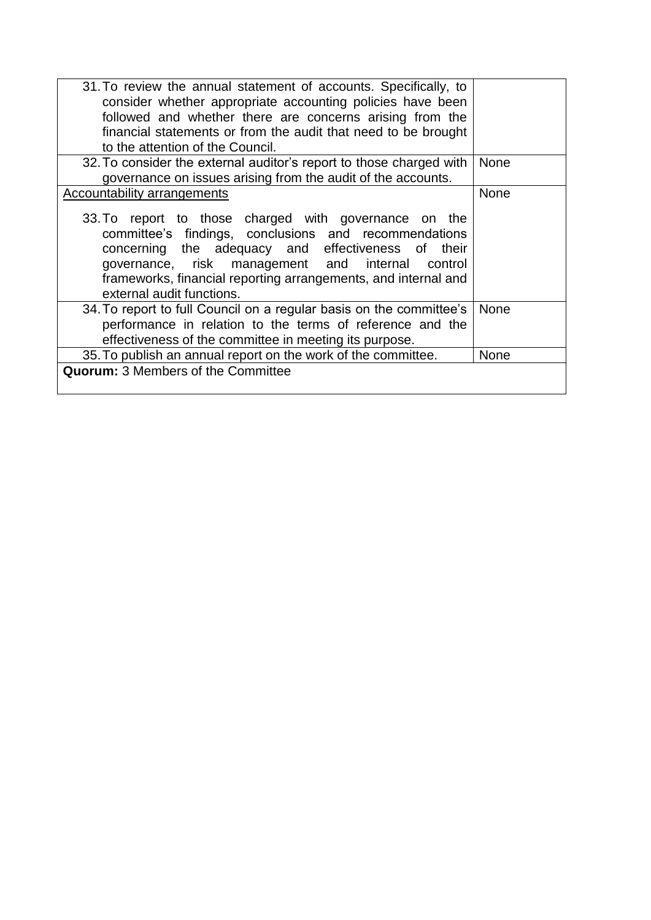| | |
|---|---|
| 31. To review the annual statement of accounts. Specifically, to consider whether appropriate accounting policies have been followed and whether there are concerns arising from the financial statements or from the audit that need to be brought to the attention of the Council. | |
| 32. To consider the external auditor's report to those charged with governance on issues arising from the audit of the accounts. | None |
| <u>Accountability arrangements</u><br><br>33. To report to those charged with governance on the committee's findings, conclusions and recommendations concerning the adequacy and effectiveness of their governance, risk management and internal control frameworks, financial reporting arrangements, and internal and external audit functions. | None |
| 34. To report to full Council on a regular basis on the committee's performance in relation to the terms of reference and the effectiveness of the committee in meeting its purpose. | None |
| 35. To publish an annual report on the work of the committee. | None |
| **Quorum:** 3 Members of the Committee | |